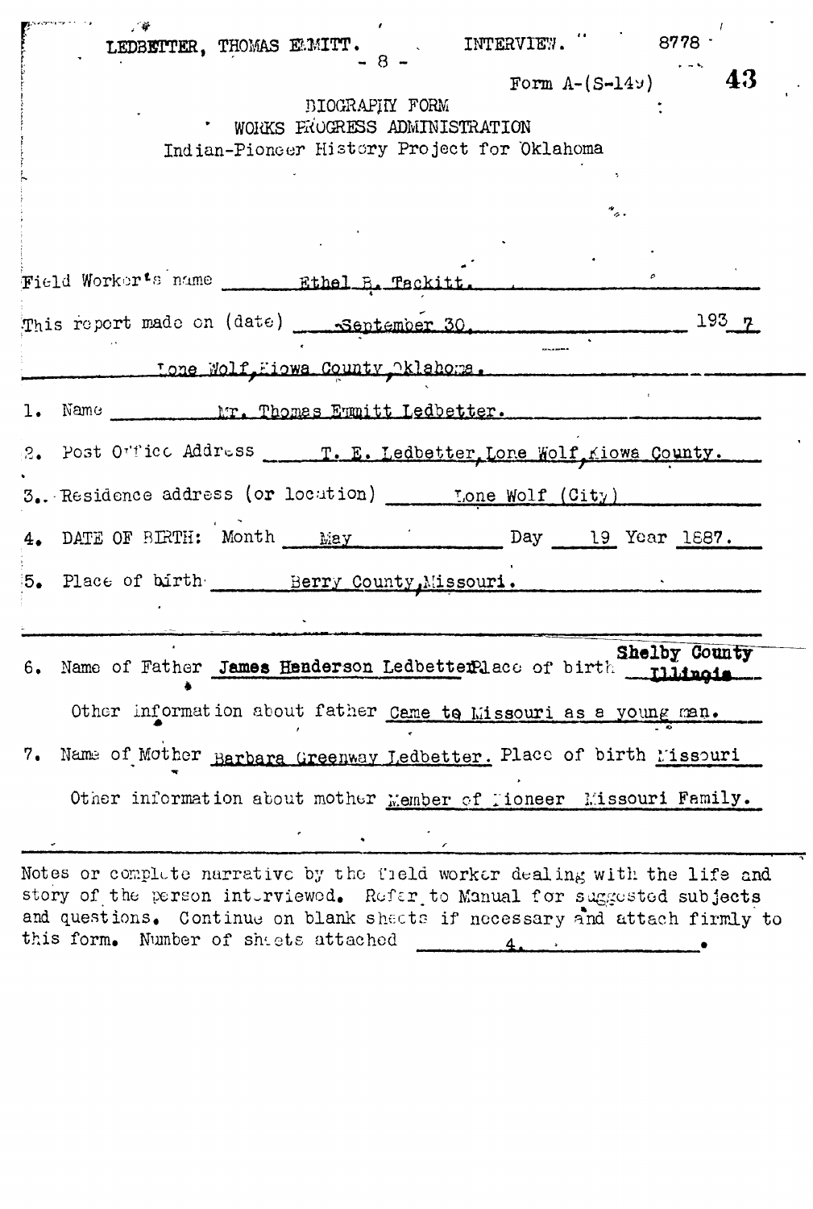LEDBETTER, THOMAS EMMITT. INTERVIEW. 8778

Form A-(S-149)

BIOGRAPHY FORM
WORKS PROGRESS ADMINISTRATION
Indian-Pioneer History Project for Oklahoma

Field Worker's name Ethel B. Tackitt.

This report made on (date) September 30, 1937

Lone Wolf, Kiowa County Oklahoma.

1. Name Mr. Thomas Emmitt Ledbetter.

2. Post Office Address T. E. Ledbetter, Lone Wolf, Kiowa County.

3. Residence address (or location) Lone Wolf (City)

4. DATE OF BIRTH: Month May Day 19 Year 1887.

5. Place of birth Berry County, Missouri.

6. Name of Father James Henderson Ledbetter Place of birth Shelby County Illinois

Other information about father Came to Missouri as a young man.

7. Name of Mother Barbara Greenway Ledbetter. Place of birth Missouri

Other information about mother Member of Pioneer Missouri Family.

Notes or complete narrative by the field worker dealing with the life and story of the person interviewed. Refer to Manual for suggested subjects and questions. Continue on blank sheets if necessary and attach firmly to this form. Number of sheets attached 4.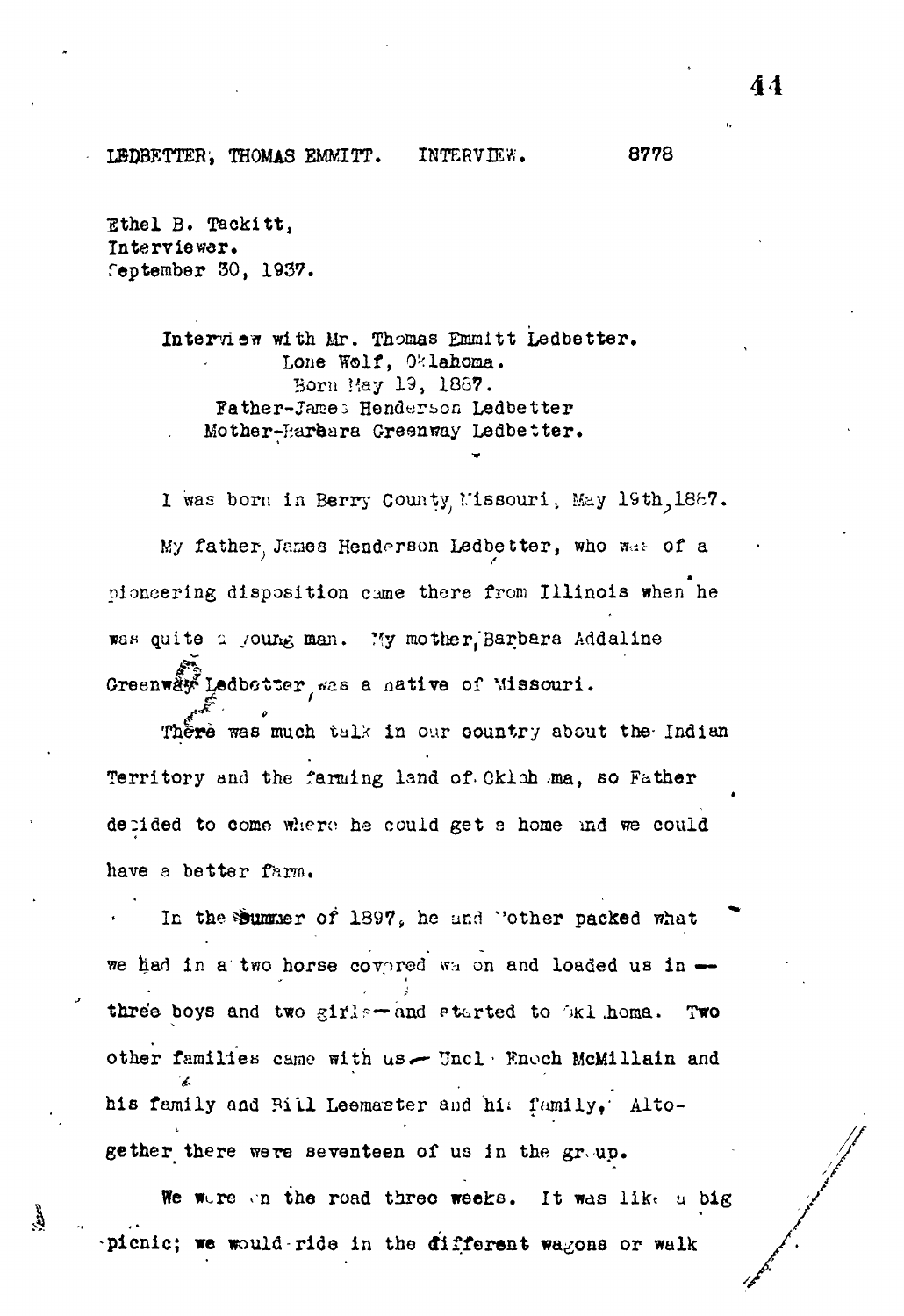LEDBETTER, THOMAS EMMITT. INTERVIEW. 8778

Ethel B. Tackitt,
Interviewer.
September 30, 1937.

Interview with Mr. Thomas Emmitt Ledbetter.
Lone Wolf, Oklahoma.
Born May 19, 1887.
Father-James Henderson Ledbetter
Mother-Barbara Greenway Ledbetter.

I was born in Berry County, Missouri, May 19th, 1887.

My father, James Henderson Ledbetter, who was of a pioneering disposition came there from Illinois when he was quite a young man. My mother, Barbara Addaline Greenway Ledbetter, was a native of Missouri.

There was much talk in our country about the Indian Territory and the farming land of Oklahoma, so Father decided to come where he could get a home and we could have a better farm.

In the summer of 1897, he and Mother packed what we had in a two horse covered wagon and loaded us in — three boys and two girls — and started to Oklahoma. Two other families came with us — Uncle Enoch McMillain and his family and Bill Leemaster and his family. Altogether there were seventeen of us in the group.

We were on the road three weeks. It was like a big picnic; we would ride in the different wagons or walk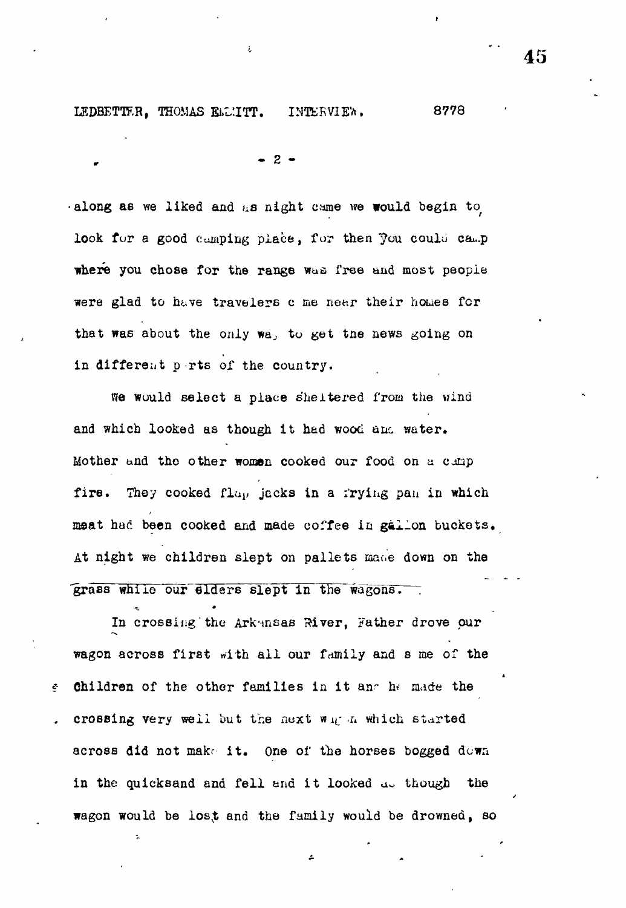along as we liked and as night came we would begin to look for a good camping place, for then you could camp where you chose for the range was free and most people were glad to have travelers come near their homes for that was about the only way to get the news going on in different parts of the country.

We would select a place sheltered from the wind and which looked as though it had wood and water. Mother and the other women cooked our food on a camp fire. They cooked flap jacks in a frying pan in which meat had been cooked and made coffee in gallon buckets. At night we children slept on pallets made down on the grass while our elders slept in the wagons.

In crossing the Arkansas River, Father drove our wagon across first with all our family and some of the children of the other families in it and he made the crossing very well but the next wagon which started across did not make it. One of the horses bogged down in the quicksand and fell and it looked as though the wagon would be lost and the family would be drowned, so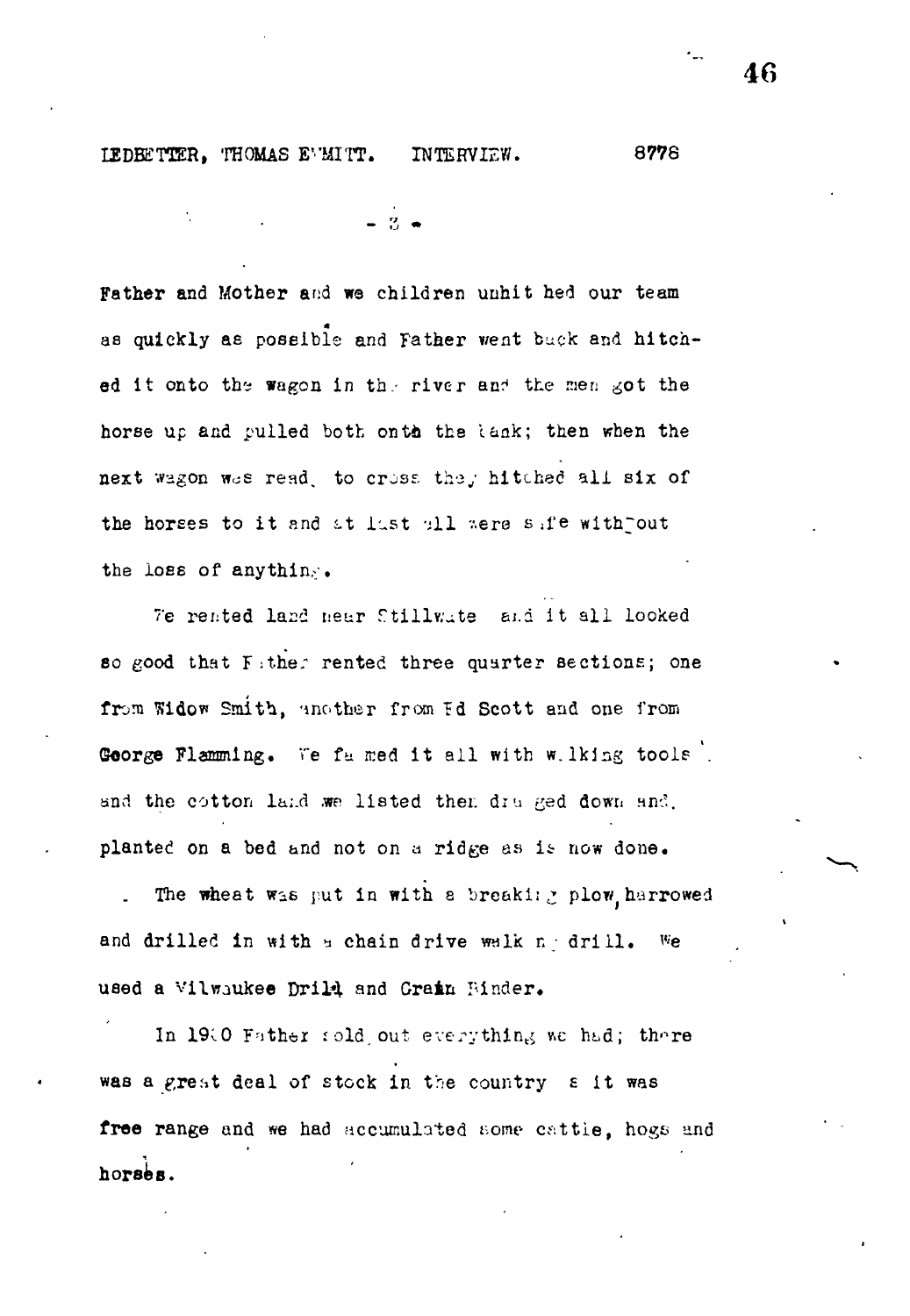LEDBETTER, THOMAS EMMITT. INTERVIEW. 8778

- 3 -

Father and Mother and we children unhitched our team as quickly as possible and Father went back and hitched it onto the wagon in the river and the men got the horse up and pulled both onto the bank; then when the next wagon was ready to cross they hitched all six of the horses to it and at last all were safe without the loss of anything.

We rented land near Stillwater and it all looked so good that Father rented three quarter sections; one from Widow Smith, another from Ed Scott and one from George Flamming. We farmed it all with walking tools and the cotton land we listed then dragged down and planted on a bed and not on a ridge as is now done.

The wheat was put in with a breaking plow, harrowed and drilled in with a chain drive walking drill. We used a Milwaukee Drill and Grain Binder.

In 1900 Father sold out everything we had; there was a great deal of stock in the country as it was free range and we had accumulated some cattle, hogs and horses.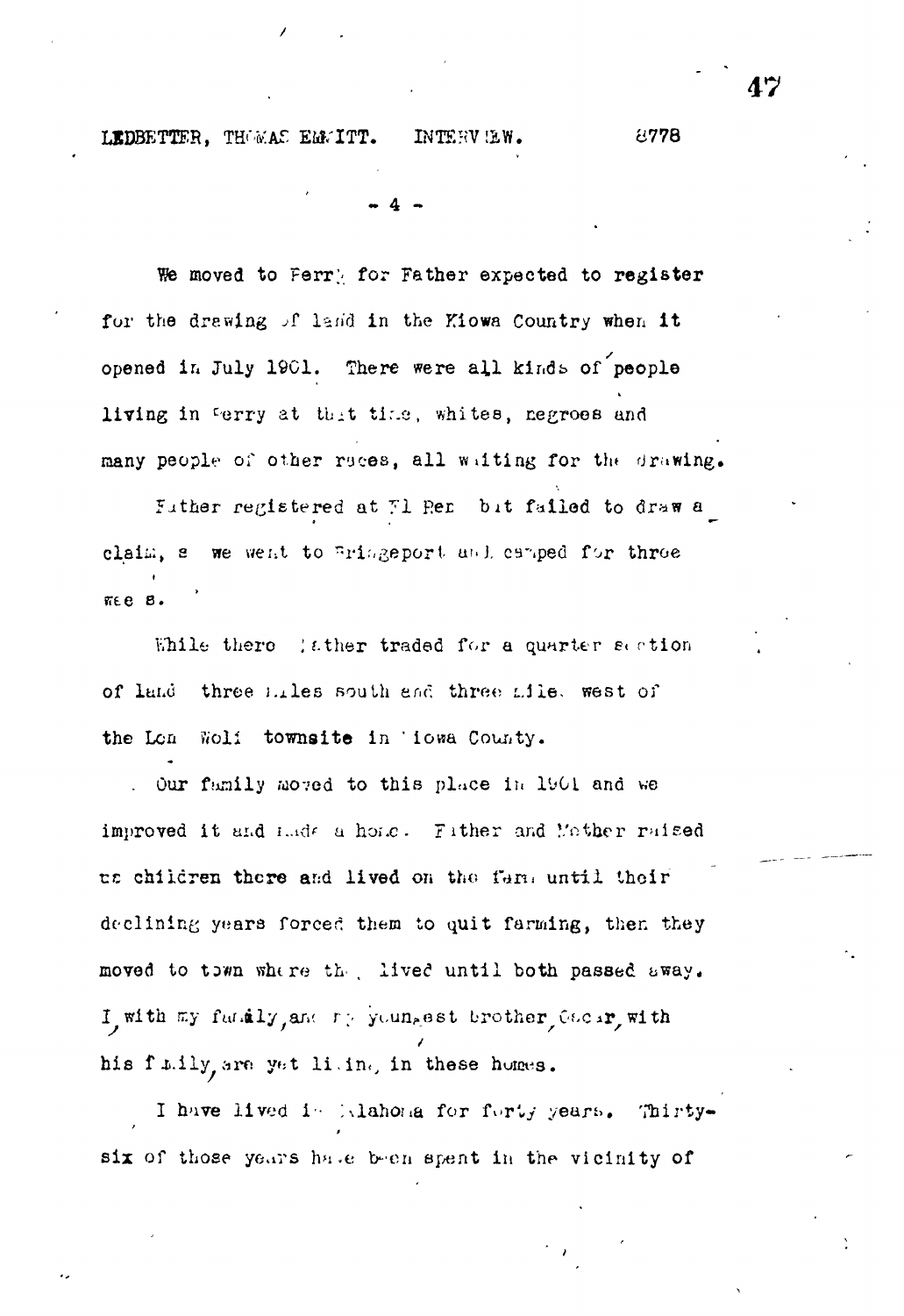We moved to Perry for Father expected to register for the drawing of land in the Kiowa Country when it opened in July 1901. There were all kinds of people living in Perry at that time, whites, negroes and many people of other races, all waiting for the drawing.

Father registered at El Reno but failed to draw a claim, so we went to Bridgeport and camped for three weeks.

While there Father traded for a quarter section of land three miles south and three miles west of the Lone Wolf townsite in Kiowa County.

Our family moved to this place in 1901 and we improved it and made a home. Father and Mother raised the children there and lived on the farm until their declining years forced them to quit farming, then they moved to town where they lived until both passed away. I, with my family, and my youngest brother, Oscar, with his family, are yet living in these homes.

I have lived in Oklahoma for forty years. Thirty-six of those years have been spent in the vicinity of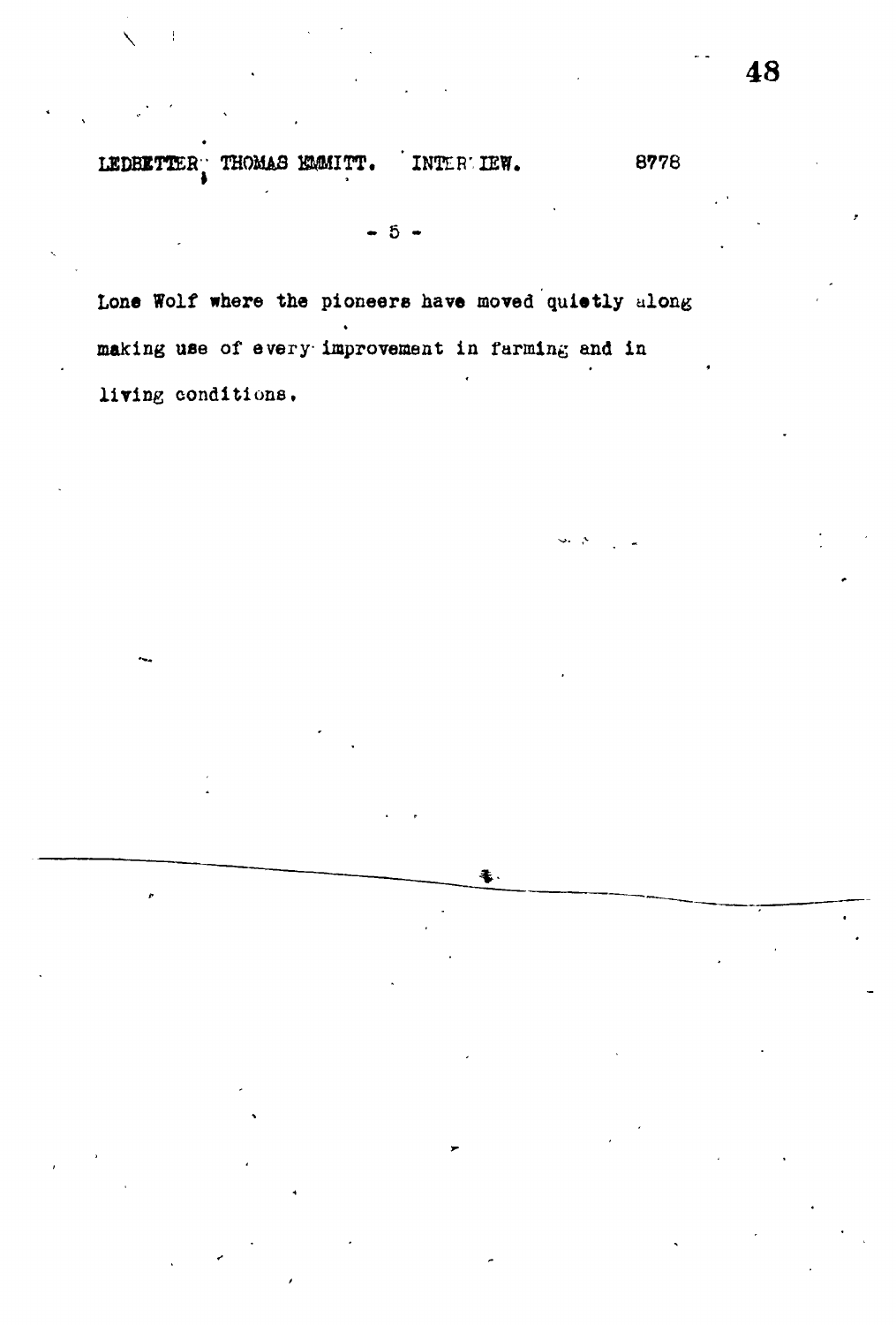Lone Wolf where the pioneers have moved quietly along making use of every improvement in farming and in living conditions.